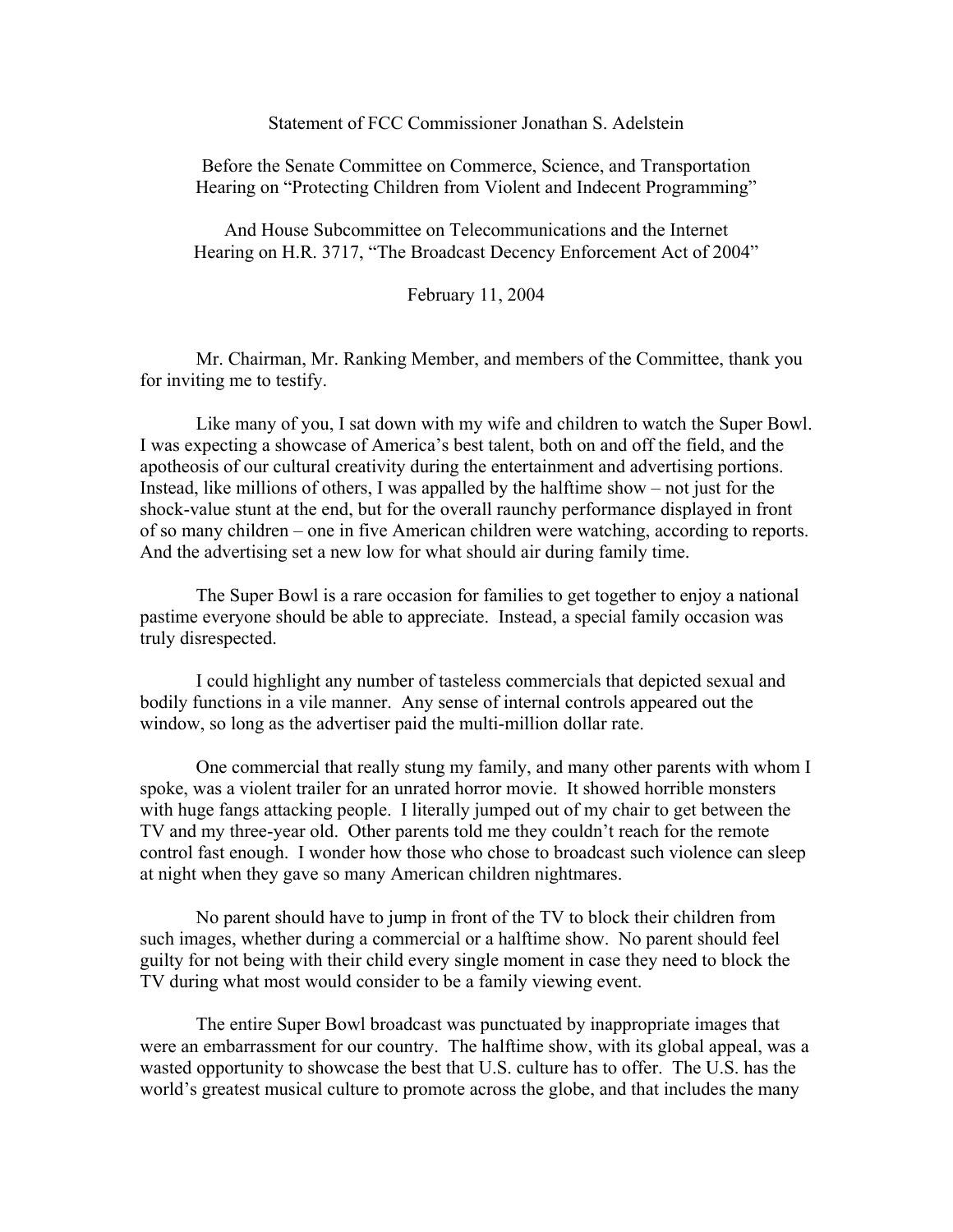Statement of FCC Commissioner Jonathan S. Adelstein

Before the Senate Committee on Commerce, Science, and Transportation
Hearing on "Protecting Children from Violent and Indecent Programming"

And House Subcommittee on Telecommunications and the Internet
Hearing on H.R. 3717, "The Broadcast Decency Enforcement Act of 2004"

February 11, 2004

Mr. Chairman, Mr. Ranking Member, and members of the Committee, thank you for inviting me to testify.

Like many of you, I sat down with my wife and children to watch the Super Bowl. I was expecting a showcase of America's best talent, both on and off the field, and the apotheosis of our cultural creativity during the entertainment and advertising portions. Instead, like millions of others, I was appalled by the halftime show – not just for the shock-value stunt at the end, but for the overall raunchy performance displayed in front of so many children – one in five American children were watching, according to reports. And the advertising set a new low for what should air during family time.

The Super Bowl is a rare occasion for families to get together to enjoy a national pastime everyone should be able to appreciate. Instead, a special family occasion was truly disrespected.

I could highlight any number of tasteless commercials that depicted sexual and bodily functions in a vile manner. Any sense of internal controls appeared out the window, so long as the advertiser paid the multi-million dollar rate.

One commercial that really stung my family, and many other parents with whom I spoke, was a violent trailer for an unrated horror movie. It showed horrible monsters with huge fangs attacking people. I literally jumped out of my chair to get between the TV and my three-year old. Other parents told me they couldn't reach for the remote control fast enough. I wonder how those who chose to broadcast such violence can sleep at night when they gave so many American children nightmares.

No parent should have to jump in front of the TV to block their children from such images, whether during a commercial or a halftime show. No parent should feel guilty for not being with their child every single moment in case they need to block the TV during what most would consider to be a family viewing event.

The entire Super Bowl broadcast was punctuated by inappropriate images that were an embarrassment for our country. The halftime show, with its global appeal, was a wasted opportunity to showcase the best that U.S. culture has to offer. The U.S. has the world's greatest musical culture to promote across the globe, and that includes the many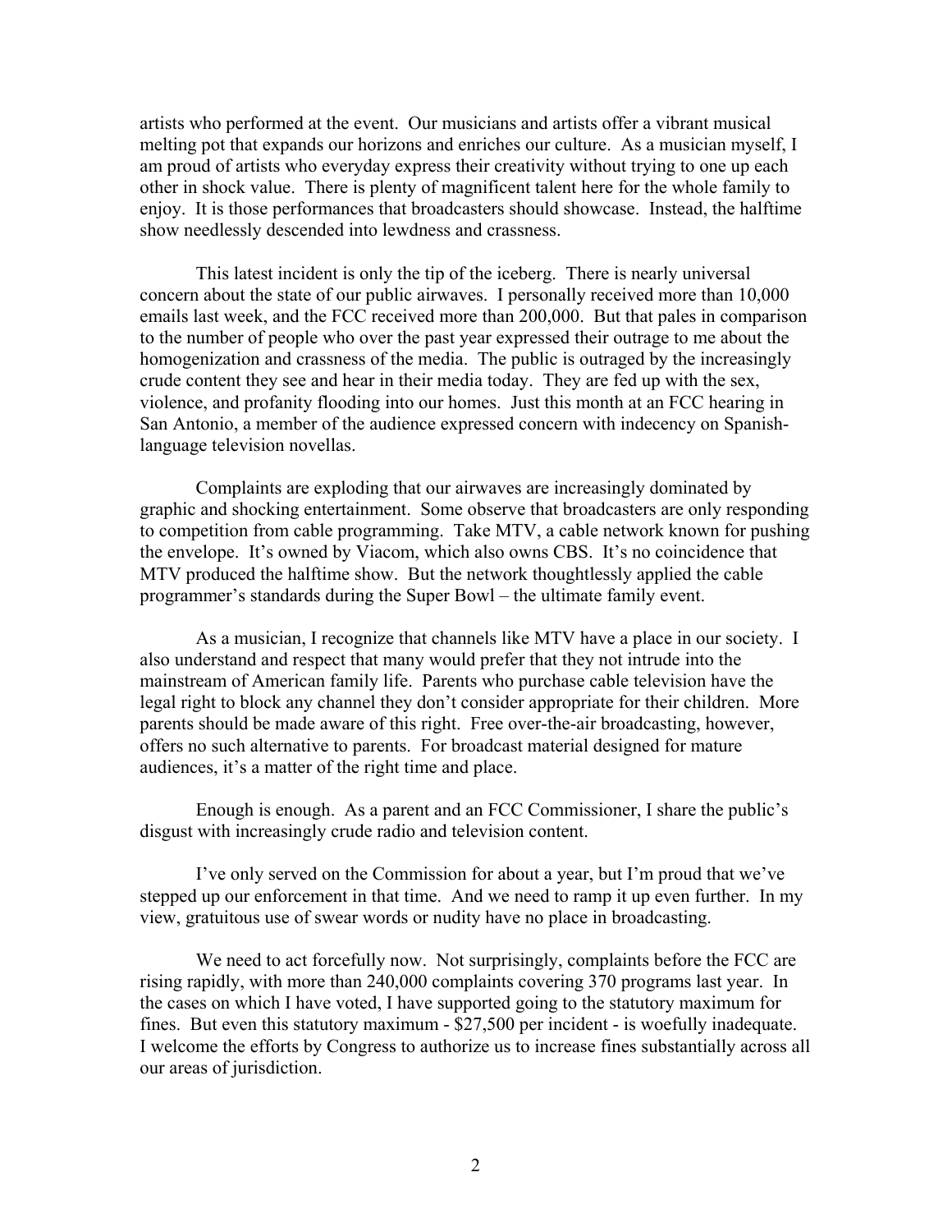artists who performed at the event. Our musicians and artists offer a vibrant musical melting pot that expands our horizons and enriches our culture. As a musician myself, I am proud of artists who everyday express their creativity without trying to one up each other in shock value. There is plenty of magnificent talent here for the whole family to enjoy. It is those performances that broadcasters should showcase. Instead, the halftime show needlessly descended into lewdness and crassness.

This latest incident is only the tip of the iceberg. There is nearly universal concern about the state of our public airwaves. I personally received more than 10,000 emails last week, and the FCC received more than 200,000. But that pales in comparison to the number of people who over the past year expressed their outrage to me about the homogenization and crassness of the media. The public is outraged by the increasingly crude content they see and hear in their media today. They are fed up with the sex, violence, and profanity flooding into our homes. Just this month at an FCC hearing in San Antonio, a member of the audience expressed concern with indecency on Spanish-language television novellas.

Complaints are exploding that our airwaves are increasingly dominated by graphic and shocking entertainment. Some observe that broadcasters are only responding to competition from cable programming. Take MTV, a cable network known for pushing the envelope. It's owned by Viacom, which also owns CBS. It's no coincidence that MTV produced the halftime show. But the network thoughtlessly applied the cable programmer's standards during the Super Bowl – the ultimate family event.

As a musician, I recognize that channels like MTV have a place in our society. I also understand and respect that many would prefer that they not intrude into the mainstream of American family life. Parents who purchase cable television have the legal right to block any channel they don't consider appropriate for their children. More parents should be made aware of this right. Free over-the-air broadcasting, however, offers no such alternative to parents. For broadcast material designed for mature audiences, it's a matter of the right time and place.

Enough is enough. As a parent and an FCC Commissioner, I share the public's disgust with increasingly crude radio and television content.

I've only served on the Commission for about a year, but I'm proud that we've stepped up our enforcement in that time. And we need to ramp it up even further. In my view, gratuitous use of swear words or nudity have no place in broadcasting.

We need to act forcefully now. Not surprisingly, complaints before the FCC are rising rapidly, with more than 240,000 complaints covering 370 programs last year. In the cases on which I have voted, I have supported going to the statutory maximum for fines. But even this statutory maximum - $27,500 per incident - is woefully inadequate. I welcome the efforts by Congress to authorize us to increase fines substantially across all our areas of jurisdiction.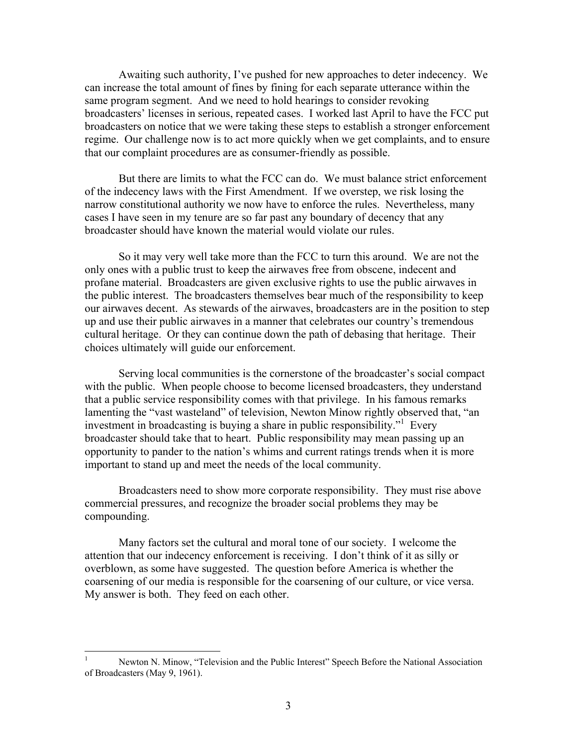Awaiting such authority, I've pushed for new approaches to deter indecency. We can increase the total amount of fines by fining for each separate utterance within the same program segment. And we need to hold hearings to consider revoking broadcasters' licenses in serious, repeated cases. I worked last April to have the FCC put broadcasters on notice that we were taking these steps to establish a stronger enforcement regime. Our challenge now is to act more quickly when we get complaints, and to ensure that our complaint procedures are as consumer-friendly as possible.

But there are limits to what the FCC can do. We must balance strict enforcement of the indecency laws with the First Amendment. If we overstep, we risk losing the narrow constitutional authority we now have to enforce the rules. Nevertheless, many cases I have seen in my tenure are so far past any boundary of decency that any broadcaster should have known the material would violate our rules.

So it may very well take more than the FCC to turn this around. We are not the only ones with a public trust to keep the airwaves free from obscene, indecent and profane material. Broadcasters are given exclusive rights to use the public airwaves in the public interest. The broadcasters themselves bear much of the responsibility to keep our airwaves decent. As stewards of the airwaves, broadcasters are in the position to step up and use their public airwaves in a manner that celebrates our country's tremendous cultural heritage. Or they can continue down the path of debasing that heritage. Their choices ultimately will guide our enforcement.

Serving local communities is the cornerstone of the broadcaster's social compact with the public. When people choose to become licensed broadcasters, they understand that a public service responsibility comes with that privilege. In his famous remarks lamenting the "vast wasteland" of television, Newton Minow rightly observed that, "an investment in broadcasting is buying a share in public responsibility."[1] Every broadcaster should take that to heart. Public responsibility may mean passing up an opportunity to pander to the nation's whims and current ratings trends when it is more important to stand up and meet the needs of the local community.

Broadcasters need to show more corporate responsibility. They must rise above commercial pressures, and recognize the broader social problems they may be compounding.

Many factors set the cultural and moral tone of our society. I welcome the attention that our indecency enforcement is receiving. I don't think of it as silly or overblown, as some have suggested. The question before America is whether the coarsening of our media is responsible for the coarsening of our culture, or vice versa. My answer is both. They feed on each other.

---

[1] Newton N. Minow, "Television and the Public Interest" Speech Before the National Association of Broadcasters (May 9, 1961).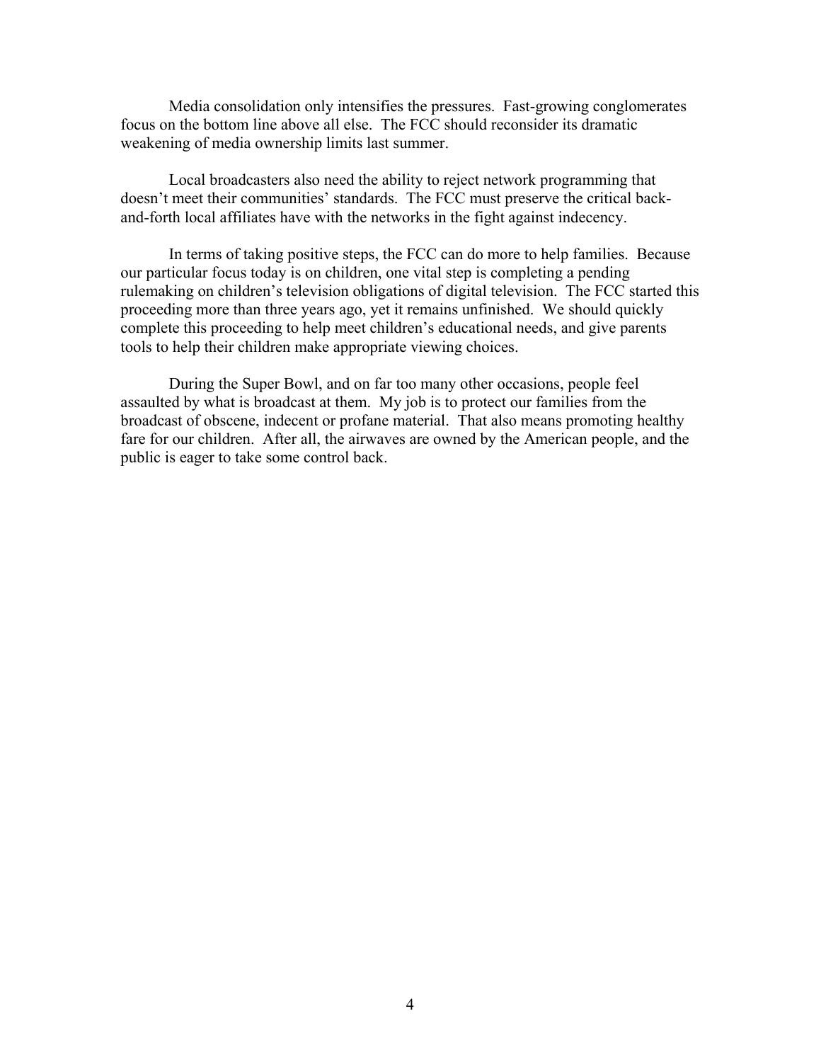Media consolidation only intensifies the pressures. Fast-growing conglomerates focus on the bottom line above all else. The FCC should reconsider its dramatic weakening of media ownership limits last summer.

Local broadcasters also need the ability to reject network programming that doesn't meet their communities' standards. The FCC must preserve the critical back-and-forth local affiliates have with the networks in the fight against indecency.

In terms of taking positive steps, the FCC can do more to help families. Because our particular focus today is on children, one vital step is completing a pending rulemaking on children's television obligations of digital television. The FCC started this proceeding more than three years ago, yet it remains unfinished. We should quickly complete this proceeding to help meet children's educational needs, and give parents tools to help their children make appropriate viewing choices.

During the Super Bowl, and on far too many other occasions, people feel assaulted by what is broadcast at them. My job is to protect our families from the broadcast of obscene, indecent or profane material. That also means promoting healthy fare for our children. After all, the airwaves are owned by the American people, and the public is eager to take some control back.